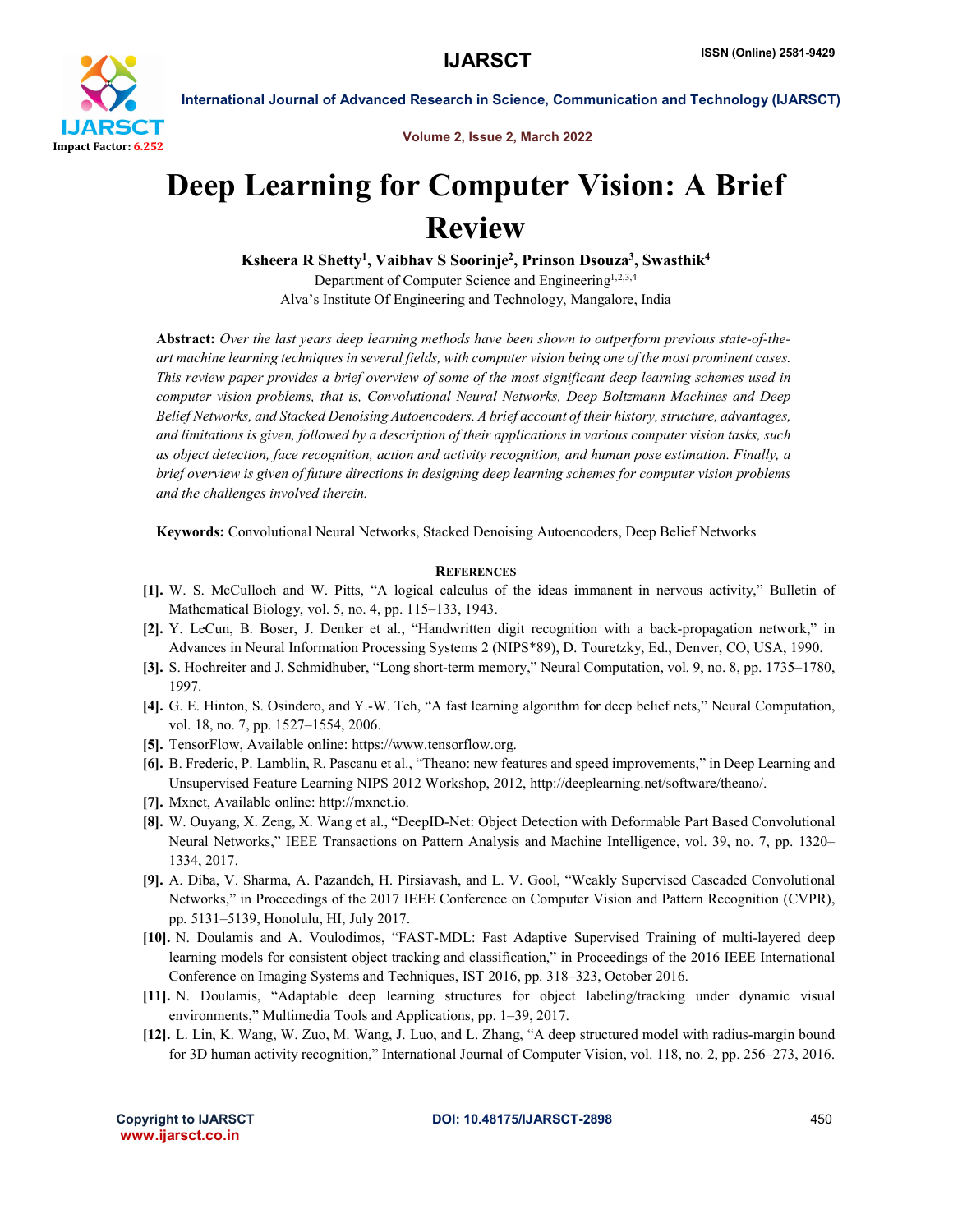# Deep Learning for Computer Vision: A Brief Review

**Ksheera R Shetty[1], Vaibhav S Soorinje[2], Prinson Dsouza[3], Swasthik[4]**

Department of Computer Science and Engineering[1,2,3,4]

Alva's Institute Of Engineering and Technology, Mangalore, India

**Abstract:** *Over the last years deep learning methods have been shown to outperform previous state-of-the-art machine learning techniques in several fields, with computer vision being one of the most prominent cases. This review paper provides a brief overview of some of the most significant deep learning schemes used in computer vision problems, that is, Convolutional Neural Networks, Deep Boltzmann Machines and Deep Belief Networks, and Stacked Denoising Autoencoders. A brief account of their history, structure, advantages, and limitations is given, followed by a description of their applications in various computer vision tasks, such as object detection, face recognition, action and activity recognition, and human pose estimation. Finally, a brief overview is given of future directions in designing deep learning schemes for computer vision problems and the challenges involved therein.*

**Keywords:** Convolutional Neural Networks, Stacked Denoising Autoencoders, Deep Belief Networks

## References

- **[1].** W. S. McCulloch and W. Pitts, "A logical calculus of the ideas immanent in nervous activity," Bulletin of Mathematical Biology, vol. 5, no. 4, pp. 115–133, 1943.
- **[2].** Y. LeCun, B. Boser, J. Denker et al., "Handwritten digit recognition with a back-propagation network," in Advances in Neural Information Processing Systems 2 (NIPS*89), D. Touretzky, Ed., Denver, CO, USA, 1990.
- **[3].** S. Hochreiter and J. Schmidhuber, "Long short-term memory," Neural Computation, vol. 9, no. 8, pp. 1735–1780, 1997.
- **[4].** G. E. Hinton, S. Osindero, and Y.-W. Teh, "A fast learning algorithm for deep belief nets," Neural Computation, vol. 18, no. 7, pp. 1527–1554, 2006.
- **[5].** TensorFlow, Available online: https://www.tensorflow.org.
- **[6].** B. Frederic, P. Lamblin, R. Pascanu et al., "Theano: new features and speed improvements," in Deep Learning and Unsupervised Feature Learning NIPS 2012 Workshop, 2012, http://deeplearning.net/software/theano/.
- **[7].** Mxnet, Available online: http://mxnet.io.
- **[8].** W. Ouyang, X. Zeng, X. Wang et al., "DeepID-Net: Object Detection with Deformable Part Based Convolutional Neural Networks," IEEE Transactions on Pattern Analysis and Machine Intelligence, vol. 39, no. 7, pp. 1320–1334, 2017.
- **[9].** A. Diba, V. Sharma, A. Pazandeh, H. Pirsiavash, and L. V. Gool, "Weakly Supervised Cascaded Convolutional Networks," in Proceedings of the 2017 IEEE Conference on Computer Vision and Pattern Recognition (CVPR), pp. 5131–5139, Honolulu, HI, July 2017.
- **[10].** N. Doulamis and A. Voulodimos, "FAST-MDL: Fast Adaptive Supervised Training of multi-layered deep learning models for consistent object tracking and classification," in Proceedings of the 2016 IEEE International Conference on Imaging Systems and Techniques, IST 2016, pp. 318–323, October 2016.
- **[11].** N. Doulamis, "Adaptable deep learning structures for object labeling/tracking under dynamic visual environments," Multimedia Tools and Applications, pp. 1–39, 2017.
- **[12].** L. Lin, K. Wang, W. Zuo, M. Wang, J. Luo, and L. Zhang, "A deep structured model with radius-margin bound for 3D human activity recognition," International Journal of Computer Vision, vol. 118, no. 2, pp. 256–273, 2016.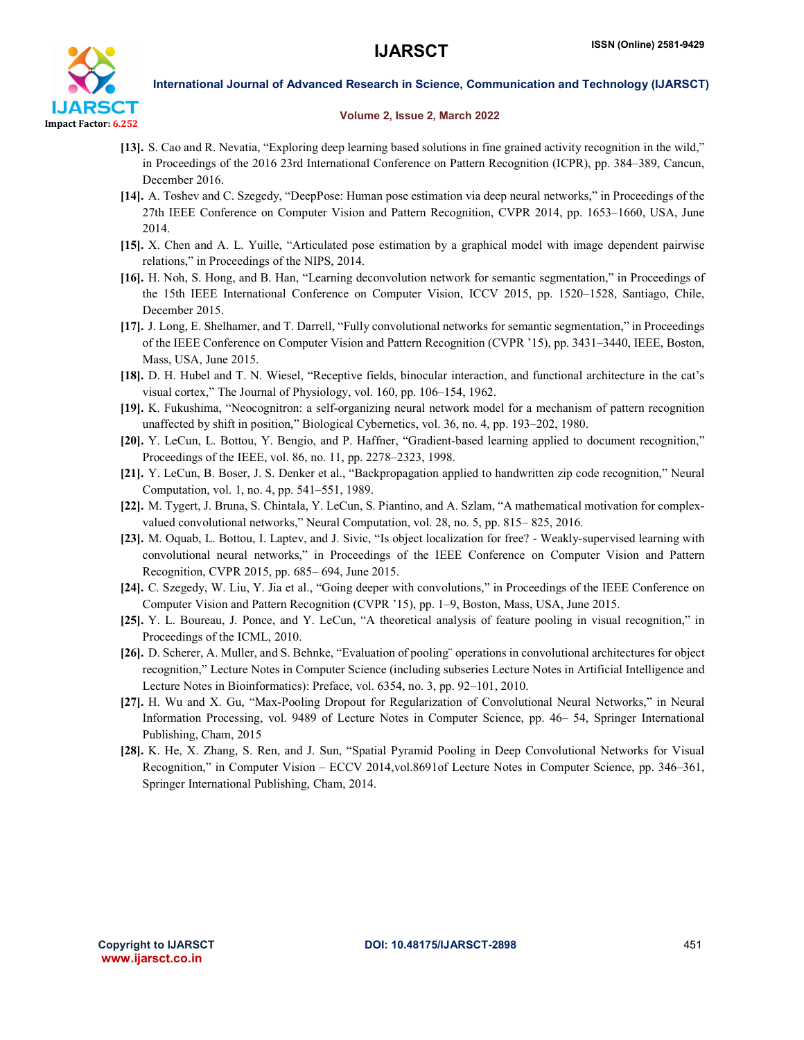**[13].** S. Cao and R. Nevatia, "Exploring deep learning based solutions in fine grained activity recognition in the wild," in Proceedings of the 2016 23rd International Conference on Pattern Recognition (ICPR), pp. 384–389, Cancun, December 2016.

**[14].** A. Toshev and C. Szegedy, "DeepPose: Human pose estimation via deep neural networks," in Proceedings of the 27th IEEE Conference on Computer Vision and Pattern Recognition, CVPR 2014, pp. 1653–1660, USA, June 2014.

**[15].** X. Chen and A. L. Yuille, "Articulated pose estimation by a graphical model with image dependent pairwise relations," in Proceedings of the NIPS, 2014.

**[16].** H. Noh, S. Hong, and B. Han, "Learning deconvolution network for semantic segmentation," in Proceedings of the 15th IEEE International Conference on Computer Vision, ICCV 2015, pp. 1520–1528, Santiago, Chile, December 2015.

**[17].** J. Long, E. Shelhamer, and T. Darrell, "Fully convolutional networks for semantic segmentation," in Proceedings of the IEEE Conference on Computer Vision and Pattern Recognition (CVPR '15), pp. 3431–3440, IEEE, Boston, Mass, USA, June 2015.

**[18].** D. H. Hubel and T. N. Wiesel, "Receptive fields, binocular interaction, and functional architecture in the cat's visual cortex," The Journal of Physiology, vol. 160, pp. 106–154, 1962.

**[19].** K. Fukushima, "Neocognitron: a self-organizing neural network model for a mechanism of pattern recognition unaffected by shift in position," Biological Cybernetics, vol. 36, no. 4, pp. 193–202, 1980.

**[20].** Y. LeCun, L. Bottou, Y. Bengio, and P. Haffner, "Gradient-based learning applied to document recognition," Proceedings of the IEEE, vol. 86, no. 11, pp. 2278–2323, 1998.

**[21].** Y. LeCun, B. Boser, J. S. Denker et al., "Backpropagation applied to handwritten zip code recognition," Neural Computation, vol. 1, no. 4, pp. 541–551, 1989.

**[22].** M. Tygert, J. Bruna, S. Chintala, Y. LeCun, S. Piantino, and A. Szlam, "A mathematical motivation for complex-valued convolutional networks," Neural Computation, vol. 28, no. 5, pp. 815– 825, 2016.

**[23].** M. Oquab, L. Bottou, I. Laptev, and J. Sivic, "Is object localization for free? - Weakly-supervised learning with convolutional neural networks," in Proceedings of the IEEE Conference on Computer Vision and Pattern Recognition, CVPR 2015, pp. 685– 694, June 2015.

**[24].** C. Szegedy, W. Liu, Y. Jia et al., "Going deeper with convolutions," in Proceedings of the IEEE Conference on Computer Vision and Pattern Recognition (CVPR '15), pp. 1–9, Boston, Mass, USA, June 2015.

**[25].** Y. L. Boureau, J. Ponce, and Y. LeCun, "A theoretical analysis of feature pooling in visual recognition," in Proceedings of the ICML, 2010.

**[26].** D. Scherer, A. Muller, and S. Behnke, "Evaluation of pooling̈ operations in convolutional architectures for object recognition," Lecture Notes in Computer Science (including subseries Lecture Notes in Artificial Intelligence and Lecture Notes in Bioinformatics): Preface, vol. 6354, no. 3, pp. 92–101, 2010.

**[27].** H. Wu and X. Gu, "Max-Pooling Dropout for Regularization of Convolutional Neural Networks," in Neural Information Processing, vol. 9489 of Lecture Notes in Computer Science, pp. 46– 54, Springer International Publishing, Cham, 2015

**[28].** K. He, X. Zhang, S. Ren, and J. Sun, "Spatial Pyramid Pooling in Deep Convolutional Networks for Visual Recognition," in Computer Vision – ECCV 2014,vol.8691of Lecture Notes in Computer Science, pp. 346–361, Springer International Publishing, Cham, 2014.